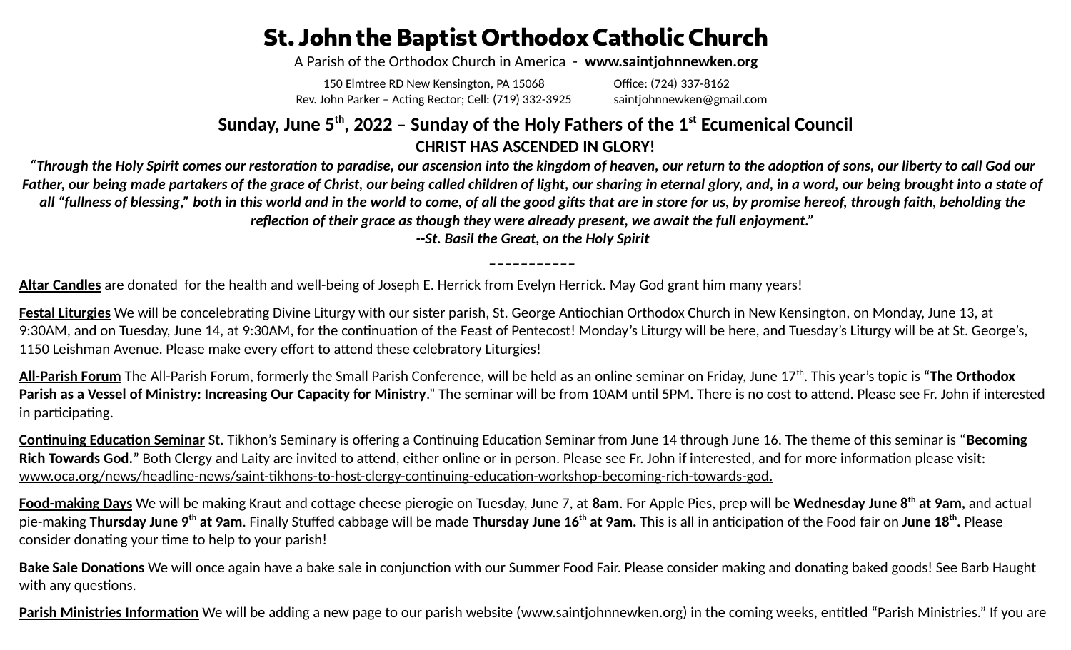# St. John the Baptist Orthodox Catholic Church

A Parish of the Orthodox Church in America - **www.saintjohnnewken.org**

150 Elmtree RD New Kensington, PA 15068 — Office: (724) 337-8162
Rev. John Parker – Acting Rector; Cell: (719) 332-3925 — saintjohnnewken@gmail.com

## Sunday, June 5th, 2022 – Sunday of the Holy Fathers of the 1st Ecumenical Council

**CHRIST HAS ASCENDED IN GLORY!**

***"Through the Holy Spirit comes our restoration to paradise, our ascension into the kingdom of heaven, our return to the adoption of sons, our liberty to call God our Father, our being made partakers of the grace of Christ, our being called children of light, our sharing in eternal glory, and, in a word, our being brought into a state of all "fullness of blessing," both in this world and in the world to come, of all the good gifts that are in store for us, by promise hereof, through faith, beholding the reflection of their grace as though they were already present, we await the full enjoyment."***

***--St. Basil the Great, on the Holy Spirit***

\_\_\_\_\_\_\_\_\_\_\_

**Altar Candles** are donated for the health and well-being of Joseph E. Herrick from Evelyn Herrick. May God grant him many years!

**Festal Liturgies** We will be concelebrating Divine Liturgy with our sister parish, St. George Antiochian Orthodox Church in New Kensington, on Monday, June 13, at 9:30AM, and on Tuesday, June 14, at 9:30AM, for the continuation of the Feast of Pentecost! Monday's Liturgy will be here, and Tuesday's Liturgy will be at St. George's, 1150 Leishman Avenue. Please make every effort to attend these celebratory Liturgies!

**All-Parish Forum** The All-Parish Forum, formerly the Small Parish Conference, will be held as an online seminar on Friday, June 17th. This year's topic is "**The Orthodox Parish as a Vessel of Ministry: Increasing Our Capacity for Ministry**." The seminar will be from 10AM until 5PM. There is no cost to attend. Please see Fr. John if interested in participating.

**Continuing Education Seminar** St. Tikhon's Seminary is offering a Continuing Education Seminar from June 14 through June 16. The theme of this seminar is "**Becoming Rich Towards God.**" Both Clergy and Laity are invited to attend, either online or in person. Please see Fr. John if interested, and for more information please visit: www.oca.org/news/headline-news/saint-tikhons-to-host-clergy-continuing-education-workshop-becoming-rich-towards-god.

**Food-making Days** We will be making Kraut and cottage cheese pierogie on Tuesday, June 7, at **8am**. For Apple Pies, prep will be **Wednesday June 8th at 9am,** and actual pie-making **Thursday June 9th at 9am**. Finally Stuffed cabbage will be made **Thursday June 16th at 9am.** This is all in anticipation of the Food fair on **June 18th.** Please consider donating your time to help to your parish!

**Bake Sale Donations** We will once again have a bake sale in conjunction with our Summer Food Fair. Please consider making and donating baked goods! See Barb Haught with any questions.

**Parish Ministries Information** We will be adding a new page to our parish website (www.saintjohnnewken.org) in the coming weeks, entitled "Parish Ministries." If you are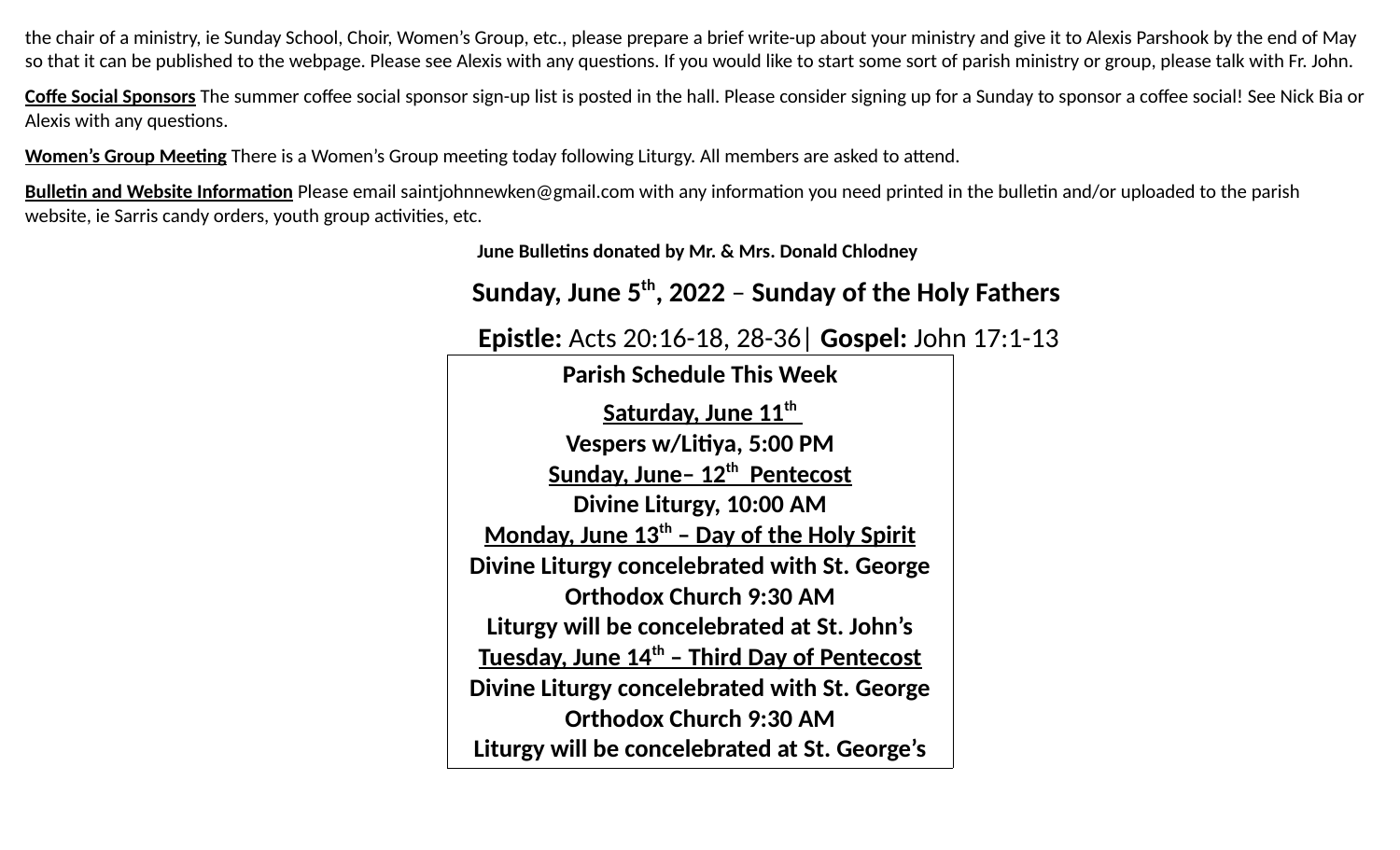the chair of a ministry, ie Sunday School, Choir, Women's Group, etc., please prepare a brief write-up about your ministry and give it to Alexis Parshook by the end of May so that it can be published to the webpage. Please see Alexis with any questions. If you would like to start some sort of parish ministry or group, please talk with Fr. John.

**Coffe Social Sponsors** The summer coffee social sponsor sign-up list is posted in the hall. Please consider signing up for a Sunday to sponsor a coffee social! See Nick Bia or Alexis with any questions.

**Women's Group Meeting** There is a Women's Group meeting today following Liturgy. All members are asked to attend.

**Bulletin and Website Information** Please email saintjohnnewken@gmail.com with any information you need printed in the bulletin and/or uploaded to the parish website, ie Sarris candy orders, youth group activities, etc.

**June Bulletins donated by Mr. & Mrs. Donald Chlodney**

## Sunday, June 5th, 2022 – Sunday of the Holy Fathers

**Epistle:** Acts 20:16-18, 28-36| **Gospel:** John 17:1-13

**Parish Schedule This Week**

**Saturday, June 11th**
**Vespers w/Litiya, 5:00 PM**
**Sunday, June– 12th Pentecost**
**Divine Liturgy, 10:00 AM**
**Monday, June 13th – Day of the Holy Spirit**
**Divine Liturgy concelebrated with St. George Orthodox Church 9:30 AM**
**Liturgy will be concelebrated at St. John's**
**Tuesday, June 14th – Third Day of Pentecost**
**Divine Liturgy concelebrated with St. George Orthodox Church 9:30 AM**
**Liturgy will be concelebrated at St. George's**